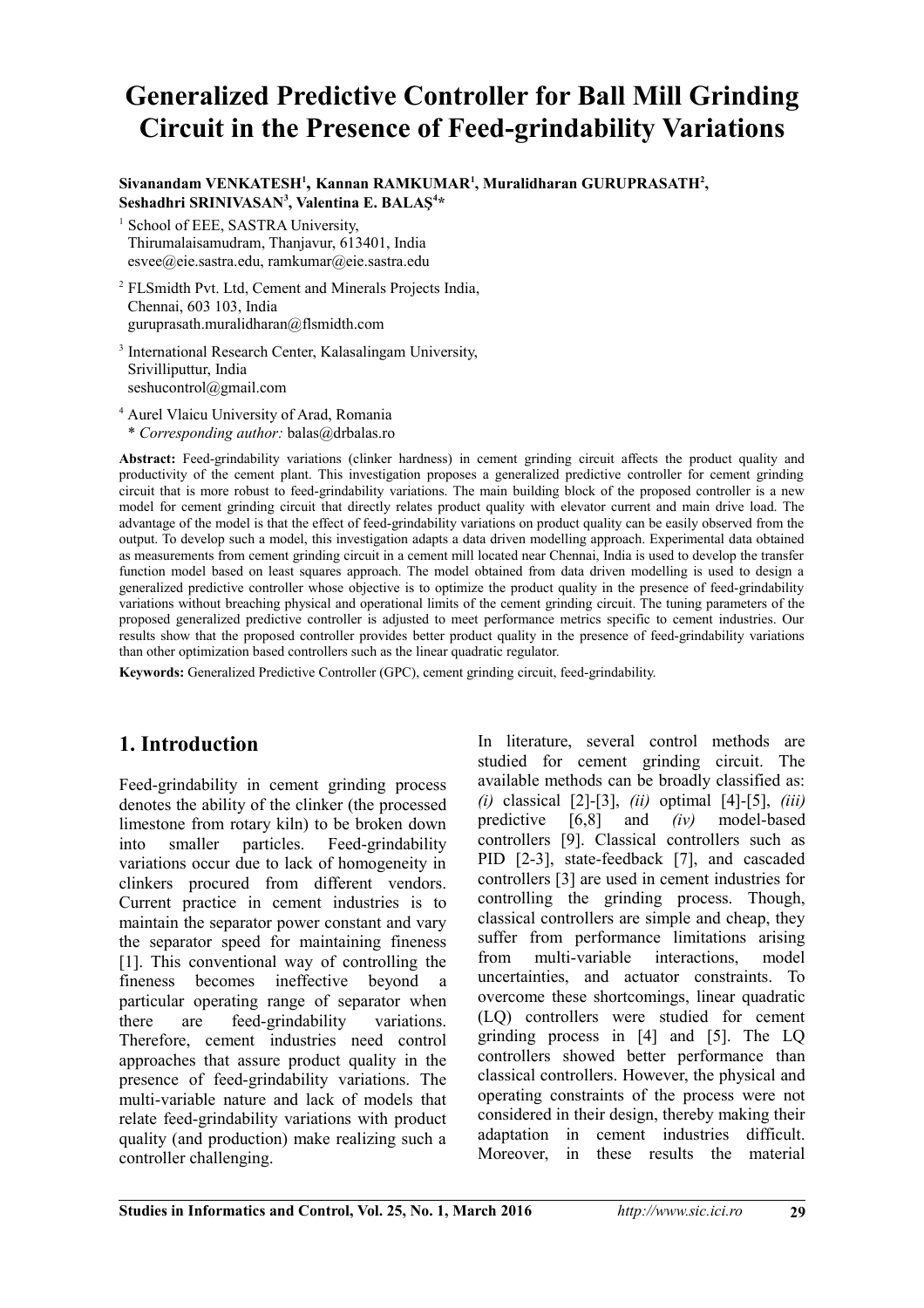# Generalized Predictive Controller for Ball Mill Grinding Circuit in the Presence of Feed-grindability Variations

**Sivanandam VENKATESH[1], Kannan RAMKUMAR[1], Muralidharan GURUPRASATH[2], Seshadhri SRINIVASAN[3], Valentina E. BALAŞ[4]***

[1] School of EEE, SASTRA University, Thirumalaisamudram, Thanjavur, 613401, India
esvee@eie.sastra.edu, ramkumar@eie.sastra.edu

[2] FLSmidth Pvt. Ltd, Cement and Minerals Projects India, Chennai, 603 103, India
guruprasath.muralidharan@flsmidth.com

[3] International Research Center, Kalasalingam University, Srivilliputtur, India
seshucontrol@gmail.com

[4] Aurel Vlaicu University of Arad, Romania
\* *Corresponding author:* balas@drbalas.ro

**Abstract:** Feed-grindability variations (clinker hardness) in cement grinding circuit affects the product quality and productivity of the cement plant. This investigation proposes a generalized predictive controller for cement grinding circuit that is more robust to feed-grindability variations. The main building block of the proposed controller is a new model for cement grinding circuit that directly relates product quality with elevator current and main drive load. The advantage of the model is that the effect of feed-grindability variations on product quality can be easily observed from the output. To develop such a model, this investigation adapts a data driven modelling approach. Experimental data obtained as measurements from cement grinding circuit in a cement mill located near Chennai, India is used to develop the transfer function model based on least squares approach. The model obtained from data driven modelling is used to design a generalized predictive controller whose objective is to optimize the product quality in the presence of feed-grindability variations without breaching physical and operational limits of the cement grinding circuit. The tuning parameters of the proposed generalized predictive controller is adjusted to meet performance metrics specific to cement industries. Our results show that the proposed controller provides better product quality in the presence of feed-grindability variations than other optimization based controllers such as the linear quadratic regulator.

**Keywords:** Generalized Predictive Controller (GPC), cement grinding circuit, feed-grindability.

## 1. Introduction

Feed-grindability in cement grinding process denotes the ability of the clinker (the processed limestone from rotary kiln) to be broken down into smaller particles. Feed-grindability variations occur due to lack of homogeneity in clinkers procured from different vendors. Current practice in cement industries is to maintain the separator power constant and vary the separator speed for maintaining fineness [1]. This conventional way of controlling the fineness becomes ineffective beyond a particular operating range of separator when there are feed-grindability variations. Therefore, cement industries need control approaches that assure product quality in the presence of feed-grindability variations. The multi-variable nature and lack of models that relate feed-grindability variations with product quality (and production) make realizing such a controller challenging.

In literature, several control methods are studied for cement grinding circuit. The available methods can be broadly classified as: *(i)* classical [2]-[3], *(ii)* optimal [4]-[5], *(iii)* predictive [6,8] and *(iv)* model-based controllers [9]. Classical controllers such as PID [2-3], state-feedback [7], and cascaded controllers [3] are used in cement industries for controlling the grinding process. Though, classical controllers are simple and cheap, they suffer from performance limitations arising from multi-variable interactions, model uncertainties, and actuator constraints. To overcome these shortcomings, linear quadratic (LQ) controllers were studied for cement grinding process in [4] and [5]. The LQ controllers showed better performance than classical controllers. However, the physical and operating constraints of the process were not considered in their design, thereby making their adaptation in cement industries difficult. Moreover, in these results the material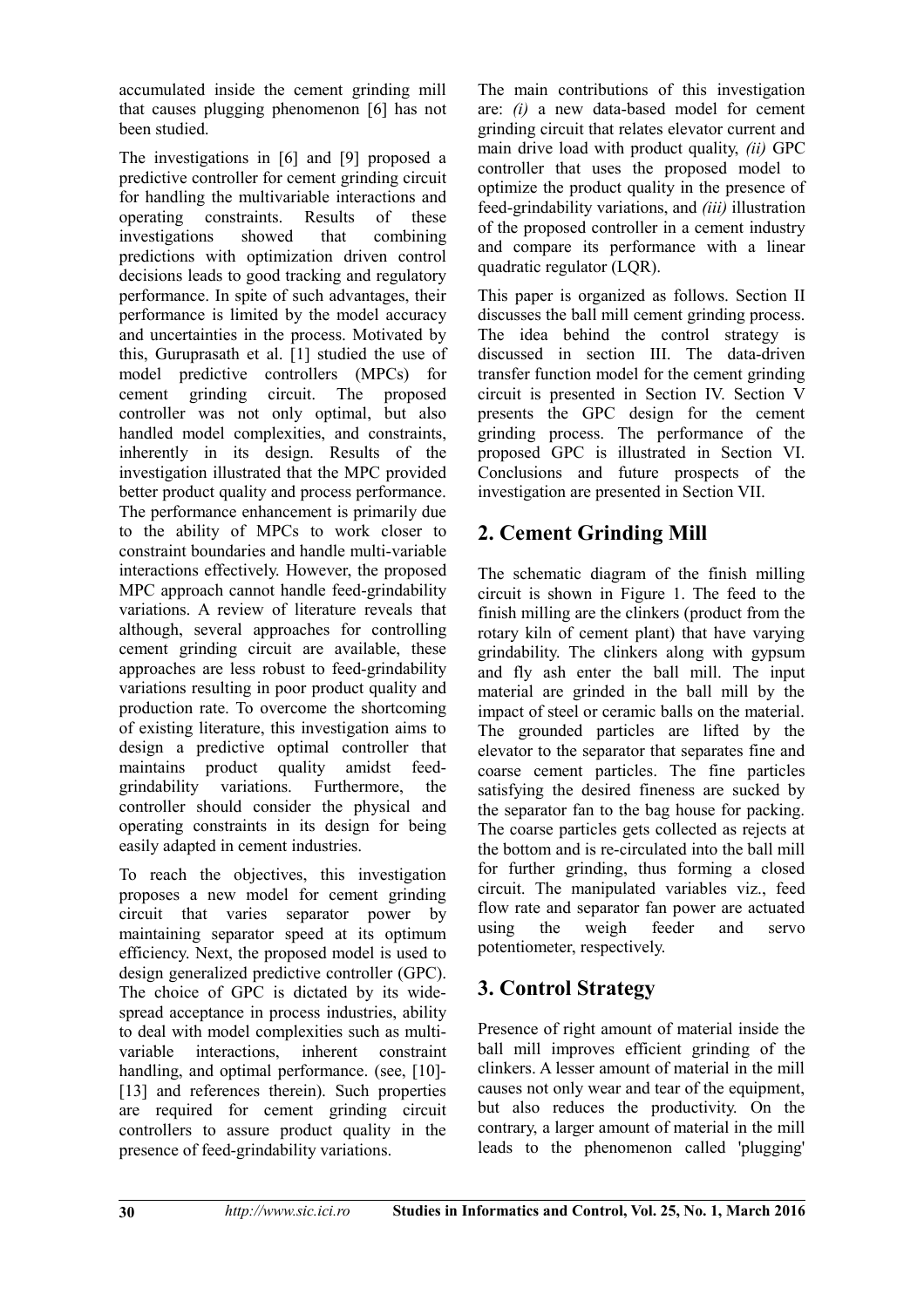accumulated inside the cement grinding mill that causes plugging phenomenon [6] has not been studied.

The investigations in [6] and [9] proposed a predictive controller for cement grinding circuit for handling the multivariable interactions and operating constraints. Results of these investigations showed that combining predictions with optimization driven control decisions leads to good tracking and regulatory performance. In spite of such advantages, their performance is limited by the model accuracy and uncertainties in the process. Motivated by this, Guruprasath et al. [1] studied the use of model predictive controllers (MPCs) for cement grinding circuit. The proposed controller was not only optimal, but also handled model complexities, and constraints, inherently in its design. Results of the investigation illustrated that the MPC provided better product quality and process performance. The performance enhancement is primarily due to the ability of MPCs to work closer to constraint boundaries and handle multi-variable interactions effectively. However, the proposed MPC approach cannot handle feed-grindability variations. A review of literature reveals that although, several approaches for controlling cement grinding circuit are available, these approaches are less robust to feed-grindability variations resulting in poor product quality and production rate. To overcome the shortcoming of existing literature, this investigation aims to design a predictive optimal controller that maintains product quality amidst feed-grindability variations. Furthermore, the controller should consider the physical and operating constraints in its design for being easily adapted in cement industries.

To reach the objectives, this investigation proposes a new model for cement grinding circuit that varies separator power by maintaining separator speed at its optimum efficiency. Next, the proposed model is used to design generalized predictive controller (GPC). The choice of GPC is dictated by its wide-spread acceptance in process industries, ability to deal with model complexities such as multi-variable interactions, inherent constraint handling, and optimal performance. (see, [10]-[13] and references therein). Such properties are required for cement grinding circuit controllers to assure product quality in the presence of feed-grindability variations.

The main contributions of this investigation are: *(i)* a new data-based model for cement grinding circuit that relates elevator current and main drive load with product quality, *(ii)* GPC controller that uses the proposed model to optimize the product quality in the presence of feed-grindability variations, and *(iii)* illustration of the proposed controller in a cement industry and compare its performance with a linear quadratic regulator (LQR).

This paper is organized as follows. Section II discusses the ball mill cement grinding process. The idea behind the control strategy is discussed in section III. The data-driven transfer function model for the cement grinding circuit is presented in Section IV. Section V presents the GPC design for the cement grinding process. The performance of the proposed GPC is illustrated in Section VI. Conclusions and future prospects of the investigation are presented in Section VII.

## 2. Cement Grinding Mill

The schematic diagram of the finish milling circuit is shown in Figure 1. The feed to the finish milling are the clinkers (product from the rotary kiln of cement plant) that have varying grindability. The clinkers along with gypsum and fly ash enter the ball mill. The input material are grinded in the ball mill by the impact of steel or ceramic balls on the material. The grounded particles are lifted by the elevator to the separator that separates fine and coarse cement particles. The fine particles satisfying the desired fineness are sucked by the separator fan to the bag house for packing. The coarse particles gets collected as rejects at the bottom and is re-circulated into the ball mill for further grinding, thus forming a closed circuit. The manipulated variables viz., feed flow rate and separator fan power are actuated using the weigh feeder and servo potentiometer, respectively.

## 3. Control Strategy

Presence of right amount of material inside the ball mill improves efficient grinding of the clinkers. A lesser amount of material in the mill causes not only wear and tear of the equipment, but also reduces the productivity. On the contrary, a larger amount of material in the mill leads to the phenomenon called 'plugging'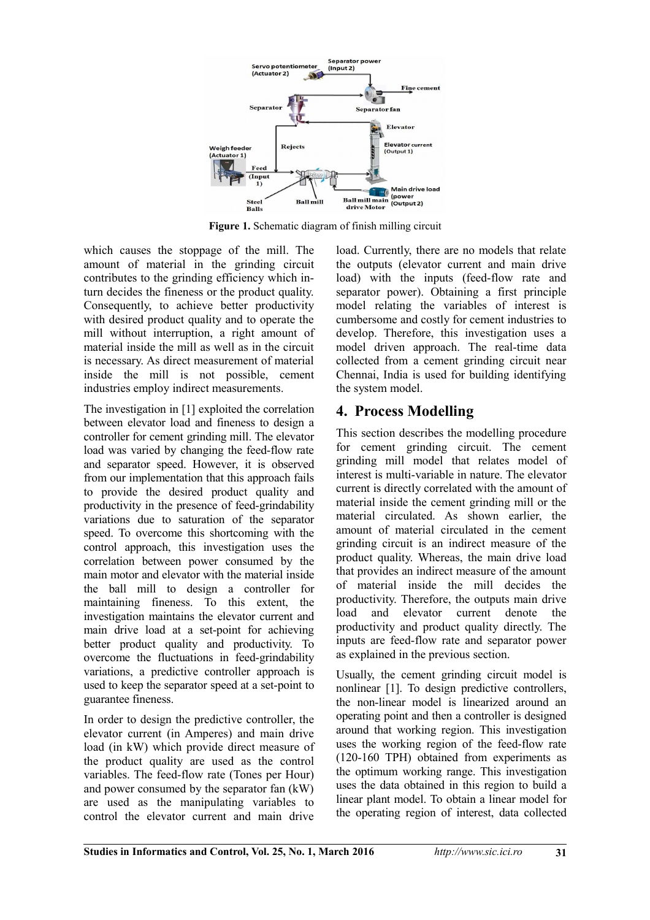**Figure 1.** Schematic diagram of finish milling circuit

which causes the stoppage of the mill. The amount of material in the grinding circuit contributes to the grinding efficiency which in-turn decides the fineness or the product quality. Consequently, to achieve better productivity with desired product quality and to operate the mill without interruption, a right amount of material inside the mill as well as in the circuit is necessary. As direct measurement of material inside the mill is not possible, cement industries employ indirect measurements.

The investigation in [1] exploited the correlation between elevator load and fineness to design a controller for cement grinding mill. The elevator load was varied by changing the feed-flow rate and separator speed. However, it is observed from our implementation that this approach fails to provide the desired product quality and productivity in the presence of feed-grindability variations due to saturation of the separator speed. To overcome this shortcoming with the control approach, this investigation uses the correlation between power consumed by the main motor and elevator with the material inside the ball mill to design a controller for maintaining fineness. To this extent, the investigation maintains the elevator current and main drive load at a set-point for achieving better product quality and productivity. To overcome the fluctuations in feed-grindability variations, a predictive controller approach is used to keep the separator speed at a set-point to guarantee fineness.

In order to design the predictive controller, the elevator current (in Amperes) and main drive load (in kW) which provide direct measure of the product quality are used as the control variables. The feed-flow rate (Tones per Hour) and power consumed by the separator fan (kW) are used as the manipulating variables to control the elevator current and main drive load. Currently, there are no models that relate the outputs (elevator current and main drive load) with the inputs (feed-flow rate and separator power). Obtaining a first principle model relating the variables of interest is cumbersome and costly for cement industries to develop. Therefore, this investigation uses a model driven approach. The real-time data collected from a cement grinding circuit near Chennai, India is used for building identifying the system model.

## 4. Process Modelling

This section describes the modelling procedure for cement grinding circuit. The cement grinding mill model that relates model of interest is multi-variable in nature. The elevator current is directly correlated with the amount of material inside the cement grinding mill or the material circulated. As shown earlier, the amount of material circulated in the cement grinding circuit is an indirect measure of the product quality. Whereas, the main drive load that provides an indirect measure of the amount of material inside the mill decides the productivity. Therefore, the outputs main drive load and elevator current denote the productivity and product quality directly. The inputs are feed-flow rate and separator power as explained in the previous section.

Usually, the cement grinding circuit model is nonlinear [1]. To design predictive controllers, the non-linear model is linearized around an operating point and then a controller is designed around that working region. This investigation uses the working region of the feed-flow rate (120-160 TPH) obtained from experiments as the optimum working range. This investigation uses the data obtained in this region to build a linear plant model. To obtain a linear model for the operating region of interest, data collected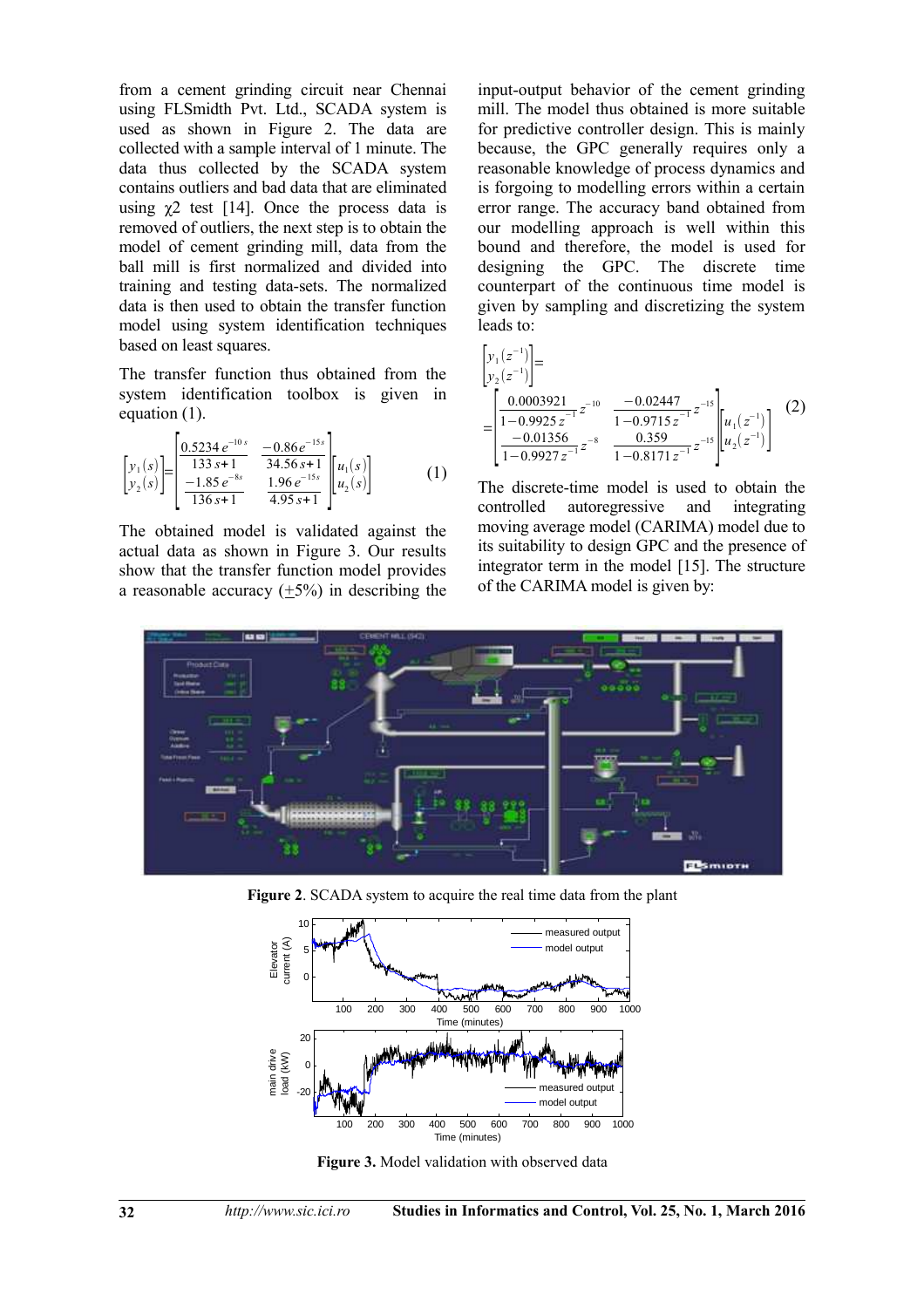from a cement grinding circuit near Chennai using FLSmidth Pvt. Ltd., SCADA system is used as shown in Figure 2. The data are collected with a sample interval of 1 minute. The data thus collected by the SCADA system contains outliers and bad data that are eliminated using $\chi 2$ test [14]. Once the process data is removed of outliers, the next step is to obtain the model of cement grinding mill, data from the ball mill is first normalized and divided into training and testing data-sets. The normalized data is then used to obtain the transfer function model using system identification techniques based on least squares.

The transfer function thus obtained from the system identification toolbox is given in equation (1).

$$\begin{bmatrix} y_1(s) \\ y_2(s) \end{bmatrix} = \begin{bmatrix} \dfrac{0.5234\, e^{-10s}}{133\, s+1} & \dfrac{-0.86\, e^{-15s}}{34.56\, s+1} \\ \dfrac{-1.85\, e^{-8s}}{136\, s+1} & \dfrac{1.96\, e^{-15s}}{4.95\, s+1} \end{bmatrix} \begin{bmatrix} u_1(s) \\ u_2(s) \end{bmatrix} \tag{1}$$

The obtained model is validated against the actual data as shown in Figure 3. Our results show that the transfer function model provides a reasonable accuracy ($\pm$5%) in describing the input-output behavior of the cement grinding mill. The model thus obtained is more suitable for predictive controller design. This is mainly because, the GPC generally requires only a reasonable knowledge of process dynamics and is forgoing to modelling errors within a certain error range. The accuracy band obtained from our modelling approach is well within this bound and therefore, the model is used for designing the GPC. The discrete time counterpart of the continuous time model is given by sampling and discretizing the system leads to:

$$\begin{bmatrix} y_1(z^{-1}) \\ y_2(z^{-1}) \end{bmatrix} = \begin{bmatrix} \dfrac{0.0003921}{1-0.9925\, z^{-1}} z^{-10} & \dfrac{-0.02447}{1-0.9715\, z^{-1}} z^{-15} \\ \dfrac{-0.01356}{1-0.9927\, z^{-1}} z^{-8} & \dfrac{0.359}{1-0.8171\, z^{-1}} z^{-15} \end{bmatrix} \begin{bmatrix} u_1(z^{-1}) \\ u_2(z^{-1}) \end{bmatrix} \tag{2}$$

The discrete-time model is used to obtain the controlled autoregressive and integrating moving average model (CARIMA) model due to its suitability to design GPC and the presence of integrator term in the model [15]. The structure of the CARIMA model is given by:

**Figure 2**. SCADA system to acquire the real time data from the plant

**Figure 3.** Model validation with observed data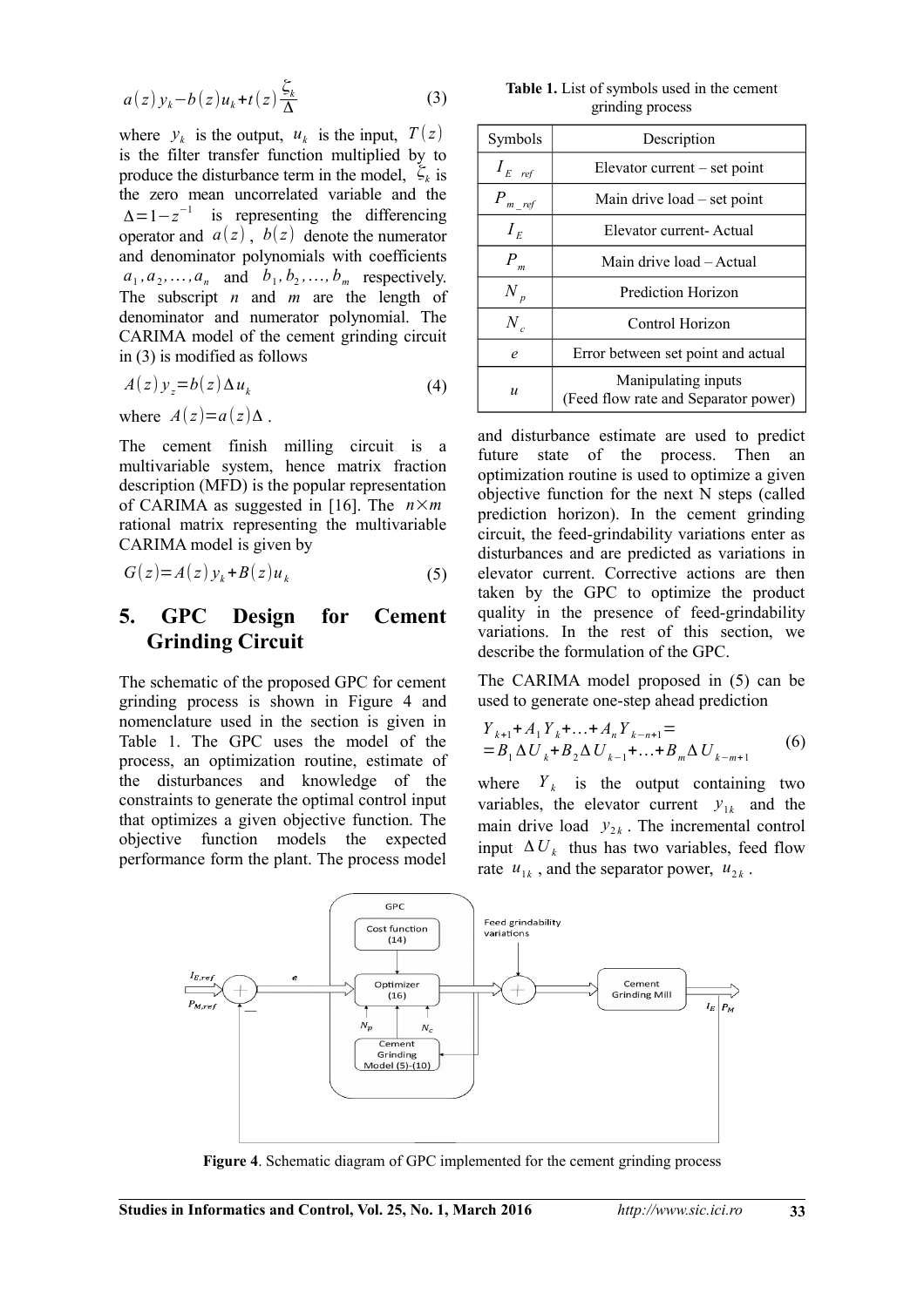$$a(z)y_k - b(z)u_k + t(z)\frac{\zeta_k}{\Delta} \tag{3}$$

where $y_k$ is the output, $u_k$ is the input, $T(z)$ is the filter transfer function multiplied by to produce the disturbance term in the model, $\zeta_k$ is the zero mean uncorrelated variable and the $\Delta = 1 - z^{-1}$ is representing the differencing operator and $a(z)$, $b(z)$ denote the numerator and denominator polynomials with coefficients $a_1, a_2, \ldots, a_n$ and $b_1, b_2, \ldots, b_m$ respectively. The subscript $n$ and $m$ are the length of denominator and numerator polynomial. The CARIMA model of the cement grinding circuit in (3) is modified as follows

$$A(z)y_z = b(z)\Delta u_k \tag{4}$$

where $A(z) = a(z)\Delta$.

The cement finish milling circuit is a multivariable system, hence matrix fraction description (MFD) is the popular representation of CARIMA as suggested in [16]. The $n \times m$ rational matrix representing the multivariable CARIMA model is given by

$$G(z) = A(z)y_k + B(z)u_k \tag{5}$$

## 5. GPC Design for Cement Grinding Circuit

The schematic of the proposed GPC for cement grinding process is shown in Figure 4 and nomenclature used in the section is given in Table 1. The GPC uses the model of the process, an optimization routine, estimate of the disturbances and knowledge of the constraints to generate the optimal control input that optimizes a given objective function. The objective function models the expected performance form the plant. The process model and disturbance estimate are used to predict future state of the process. Then an optimization routine is used to optimize a given objective function for the next N steps (called prediction horizon). In the cement grinding circuit, the feed-grindability variations enter as disturbances and are predicted as variations in elevator current. Corrective actions are then taken by the GPC to optimize the product quality in the presence of feed-grindability variations. In the rest of this section, we describe the formulation of the GPC.

**Table 1.** List of symbols used in the cement grinding process

| Symbols | Description |
|---|---|
| $I_{E\ ref}$ | Elevator current – set point |
| $P_{m\_ref}$ | Main drive load – set point |
| $I_E$ | Elevator current- Actual |
| $P_m$ | Main drive load – Actual |
| $N_p$ | Prediction Horizon |
| $N_c$ | Control Horizon |
| $e$ | Error between set point and actual |
| $u$ | Manipulating inputs (Feed flow rate and Separator power) |

The CARIMA model proposed in (5) can be used to generate one-step ahead prediction

$$\begin{aligned} &Y_{k+1} + A_1 Y_k + \ldots + A_n Y_{k-n+1} = \\ &= B_1 \Delta U_k + B_2 \Delta U_{k-1} + \ldots + B_m \Delta U_{k-m+1} \end{aligned} \tag{6}$$

where $Y_k$ is the output containing two variables, the elevator current $y_{1k}$ and the main drive load $y_{2k}$. The incremental control input $\Delta U_k$ thus has two variables, feed flow rate $u_{1k}$, and the separator power, $u_{2k}$.

**Figure 4**. Schematic diagram of GPC implemented for the cement grinding process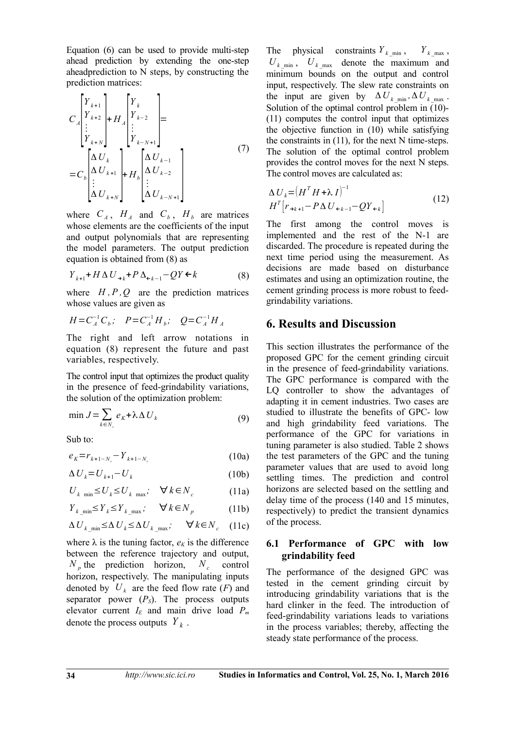Equation (6) can be used to provide multi-step ahead prediction by extending the one-step aheadprediction to N steps, by constructing the prediction matrices:

$$
\begin{gathered}
C_A\begin{bmatrix} Y_{k+1} \\ Y_{k+2} \\ \vdots \\ Y_{k+N} \end{bmatrix} + H_A\begin{bmatrix} Y_k \\ Y_{k-2} \\ \vdots \\ Y_{k-N+1} \end{bmatrix} = \\
= C_b\begin{bmatrix} \Delta U_k \\ \Delta U_{k+1} \\ \vdots \\ \Delta U_{k+N} \end{bmatrix} + H_b\begin{bmatrix} \Delta U_{k-1} \\ \Delta U_{k-2} \\ \vdots \\ \Delta U_{k-N+1} \end{bmatrix}
\end{gathered}
\tag{7}
$$

where $C_A$, $H_A$ and $C_b$, $H_b$ are matrices whose elements are the coefficients of the input and output polynomials that are representing the model parameters. The output prediction equation is obtained from (8) as

$$Y_{k+1} + H\Delta U_{\rightarrow k} + P\Delta_{\leftarrow k-1} - QY \leftarrow k \tag{8}$$

where $H, P, Q$ are the prediction matrices whose values are given as

$$H = C_A^{-1}C_b;\quad P = C_A^{-1}H_b;\quad Q = C_A^{-1}H_A$$

The right and left arrow notations in equation (8) represent the future and past variables, respectively.

The control input that optimizes the product quality in the presence of feed-grindability variations, the solution of the optimization problem:

$$\min J = \sum_{k\in N_c} e_K + \lambda\Delta U_k \tag{9}$$

Sub to:

$$e_K = r_{k+1-N_c} - Y_{k+1-N_c} \tag{10a}$$

$$\Delta U_k = U_{k+1} - U_k \tag{10b}$$

$$U_{k\ \min} \le U_k \le U_{k\ \max};\quad \forall k \in N_c \tag{11a}$$

$$Y_{k\_\min} \le Y_k \le Y_{k\_\max};\quad \forall k \in N_p \tag{11b}$$

$$\Delta U_{k\_\min} \le \Delta U_k \le \Delta U_{k\_\max};\quad \forall k \in N_c \tag{11c}$$

where λ is the tuning factor, $e_K$ is the difference between the reference trajectory and output, $N_p$ the prediction horizon, $N_c$ control horizon, respectively. The manipulating inputs denoted by $U_k$ are the feed flow rate ($F$) and separator power ($P_S$). The process outputs elevator current $I_E$ and main drive load $P_m$ denote the process outputs $Y_k$.

The physical constraints $Y_{k\_\min}$, $Y_{k\_\max}$, $U_{k\_\min}$, $U_{k\_\max}$ denote the maximum and minimum bounds on the output and control input, respectively. The slew rate constraints on the input are given by $\Delta U_{k\_\min}, \Delta U_{k\_\max}$. Solution of the optimal control problem in (10)-(11) computes the control input that optimizes the objective function in (10) while satisfying the constraints in (11), for the next N time-steps. The solution of the optimal control problem provides the control moves for the next N steps. The control moves are calculated as:

$$
\begin{gathered}
\Delta U_k = \left(H^T H + \lambda I\right)^{-1} \\
H^T\left[r_{\rightarrow k+1} - P\Delta U_{\leftarrow k-1} - QY_{\leftarrow k}\right]
\end{gathered}
\tag{12}
$$

The first among the control moves is implemented and the rest of the N-1 are discarded. The procedure is repeated during the next time period using the measurement. As decisions are made based on disturbance estimates and using an optimization routine, the cement grinding process is more robust to feed-grindability variations.

# 6. Results and Discussion

This section illustrates the performance of the proposed GPC for the cement grinding circuit in the presence of feed-grindability variations. The GPC performance is compared with the LQ controller to show the advantages of adapting it in cement industries. Two cases are studied to illustrate the benefits of GPC- low and high grindability feed variations. The performance of the GPC for variations in tuning parameter is also studied. Table 2 shows the test parameters of the GPC and the tuning parameter values that are used to avoid long settling times. The prediction and control horizons are selected based on the settling and delay time of the process (140 and 15 minutes, respectively) to predict the transient dynamics of the process.

## 6.1 Performance of GPC with low grindability feed

The performance of the designed GPC was tested in the cement grinding circuit by introducing grindability variations that is the hard clinker in the feed. The introduction of feed-grindability variations leads to variations in the process variables; thereby, affecting the steady state performance of the process.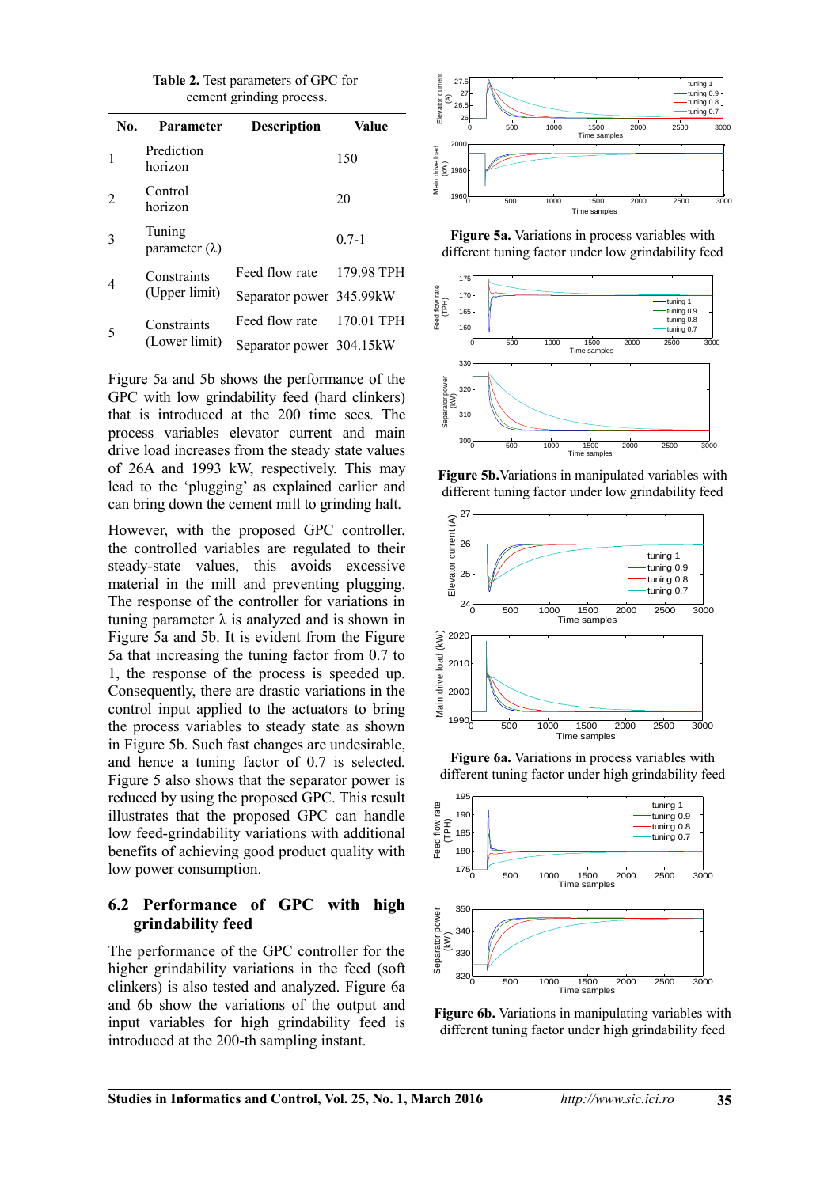**Table 2.** Test parameters of GPC for cement grinding process.

| No. | Parameter | Description | Value |
|---|---|---|---|
| 1 | Prediction horizon | | 150 |
| 2 | Control horizon | | 20 |
| 3 | Tuning parameter (λ) | | 0.7-1 |
| 4 | Constraints (Upper limit) | Feed flow rate | 179.98 TPH |
| | | Separator power | 345.99kW |
| 5 | Constraints (Lower limit) | Feed flow rate | 170.01 TPH |
| | | Separator power | 304.15kW |

Figure 5a and 5b shows the performance of the GPC with low grindability feed (hard clinkers) that is introduced at the 200 time secs. The process variables elevator current and main drive load increases from the steady state values of 26A and 1993 kW, respectively. This may lead to the 'plugging' as explained earlier and can bring down the cement mill to grinding halt.

However, with the proposed GPC controller, the controlled variables are regulated to their steady-state values, this avoids excessive material in the mill and preventing plugging. The response of the controller for variations in tuning parameter λ is analyzed and is shown in Figure 5a and 5b. It is evident from the Figure 5a that increasing the tuning factor from 0.7 to 1, the response of the process is speeded up. Consequently, there are drastic variations in the control input applied to the actuators to bring the process variables to steady state as shown in Figure 5b. Such fast changes are undesirable, and hence a tuning factor of 0.7 is selected. Figure 5 also shows that the separator power is reduced by using the proposed GPC. This result illustrates that the proposed GPC can handle low feed-grindability variations with additional benefits of achieving good product quality with low power consumption.

## 6.2 Performance of GPC with high grindability feed

The performance of the GPC controller for the higher grindability variations in the feed (soft clinkers) is also tested and analyzed. Figure 6a and 6b show the variations of the output and input variables for high grindability feed is introduced at the 200-th sampling instant.

**Figure 5a.** Variations in process variables with different tuning factor under low grindability feed

**Figure 5b.** Variations in manipulated variables with different tuning factor under low grindability feed

**Figure 6a.** Variations in process variables with different tuning factor under high grindability feed

**Figure 6b.** Variations in manipulating variables with different tuning factor under high grindability feed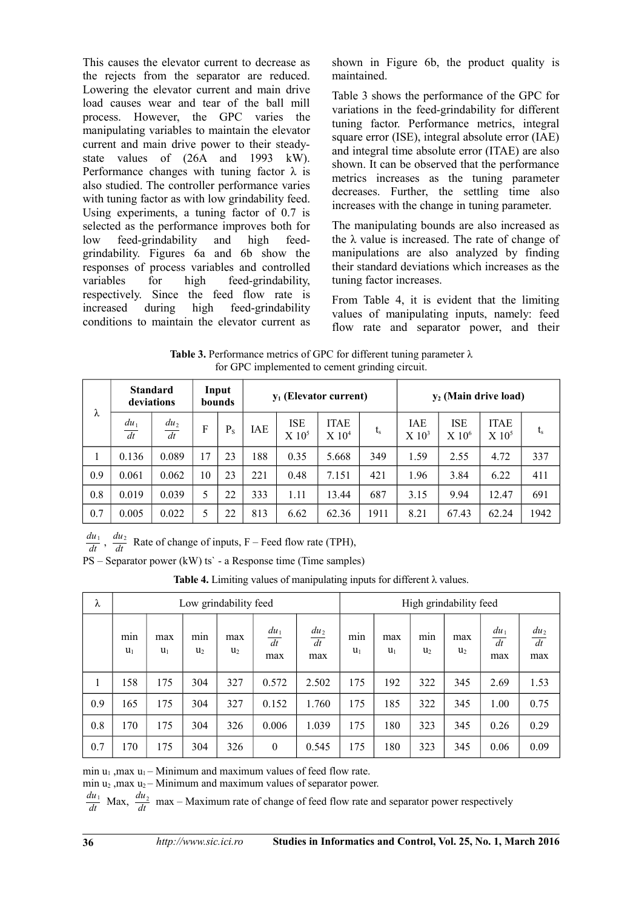This causes the elevator current to decrease as the rejects from the separator are reduced. Lowering the elevator current and main drive load causes wear and tear of the ball mill process. However, the GPC varies the manipulating variables to maintain the elevator current and main drive power to their steady-state values of (26A and 1993 kW). Performance changes with tuning factor λ is also studied. The controller performance varies with tuning factor as with low grindability feed. Using experiments, a tuning factor of 0.7 is selected as the performance improves both for low feed-grindability and high feed-grindability. Figures 6a and 6b show the responses of process variables and controlled variables for high feed-grindability, respectively. Since the feed flow rate is increased during high feed-grindability conditions to maintain the elevator current as shown in Figure 6b, the product quality is maintained.

Table 3 shows the performance of the GPC for variations in the feed-grindability for different tuning factor. Performance metrics, integral square error (ISE), integral absolute error (IAE) and integral time absolute error (ITAE) are also shown. It can be observed that the performance metrics increases as the tuning parameter decreases. Further, the settling time also increases with the change in tuning parameter.

The manipulating bounds are also increased as the λ value is increased. The rate of change of manipulations are also analyzed by finding their standard deviations which increases as the tuning factor increases.

From Table 4, it is evident that the limiting values of manipulating inputs, namely: feed flow rate and separator power, and their

**Table 3.** Performance metrics of GPC for different tuning parameter λ for GPC implemented to cement grinding circuit.

| λ | Standard deviations | | Input bounds | | $y_1$ (Elevator current) | | | | $y_2$ (Main drive load) | | | |
|---|---|---|---|---|---|---|---|---|---|---|---|---|
| | $\frac{du_1}{dt}$ | $\frac{du_2}{dt}$ | F | $P_S$ | IAE | ISE X $10^5$ | ITAE X $10^4$ | $t_s$ | IAE X $10^3$ | ISE X $10^6$ | ITAE X $10^5$ | $t_s$ |
| 1 | 0.136 | 0.089 | 17 | 23 | 188 | 0.35 | 5.668 | 349 | 1.59 | 2.55 | 4.72 | 337 |
| 0.9 | 0.061 | 0.062 | 10 | 23 | 221 | 0.48 | 7.151 | 421 | 1.96 | 3.84 | 6.22 | 411 |
| 0.8 | 0.019 | 0.039 | 5 | 22 | 333 | 1.11 | 13.44 | 687 | 3.15 | 9.94 | 12.47 | 691 |
| 0.7 | 0.005 | 0.022 | 5 | 22 | 813 | 6.62 | 62.36 | 1911 | 8.21 | 67.43 | 62.24 | 1942 |

$\frac{du_1}{dt}$, $\frac{du_2}{dt}$ Rate of change of inputs, F – Feed flow rate (TPH),

PS – Separator power (kW) ts` - a Response time (Time samples)

**Table 4.** Limiting values of manipulating inputs for different λ values.

| λ | Low grindability feed | | | | | | High grindability feed | | | | | |
|---|---|---|---|---|---|---|---|---|---|---|---|---|
| | min $u_1$ | max $u_1$ | min $u_2$ | max $u_2$ | $\frac{du_1}{dt}$ max | $\frac{du_2}{dt}$ max | min $u_1$ | max $u_1$ | min $u_2$ | max $u_2$ | $\frac{du_1}{dt}$ max | $\frac{du_2}{dt}$ max |
| 1 | 158 | 175 | 304 | 327 | 0.572 | 2.502 | 175 | 192 | 322 | 345 | 2.69 | 1.53 |
| 0.9 | 165 | 175 | 304 | 327 | 0.152 | 1.760 | 175 | 185 | 322 | 345 | 1.00 | 0.75 |
| 0.8 | 170 | 175 | 304 | 326 | 0.006 | 1.039 | 175 | 180 | 323 | 345 | 0.26 | 0.29 |
| 0.7 | 170 | 175 | 304 | 326 | 0 | 0.545 | 175 | 180 | 323 | 345 | 0.06 | 0.09 |

min $u_1$ ,max $u_1$ – Minimum and maximum values of feed flow rate.
min $u_2$ ,max $u_2$ – Minimum and maximum values of separator power.
$\frac{du_1}{dt}$ Max, $\frac{du_2}{dt}$ max – Maximum rate of change of feed flow rate and separator power respectively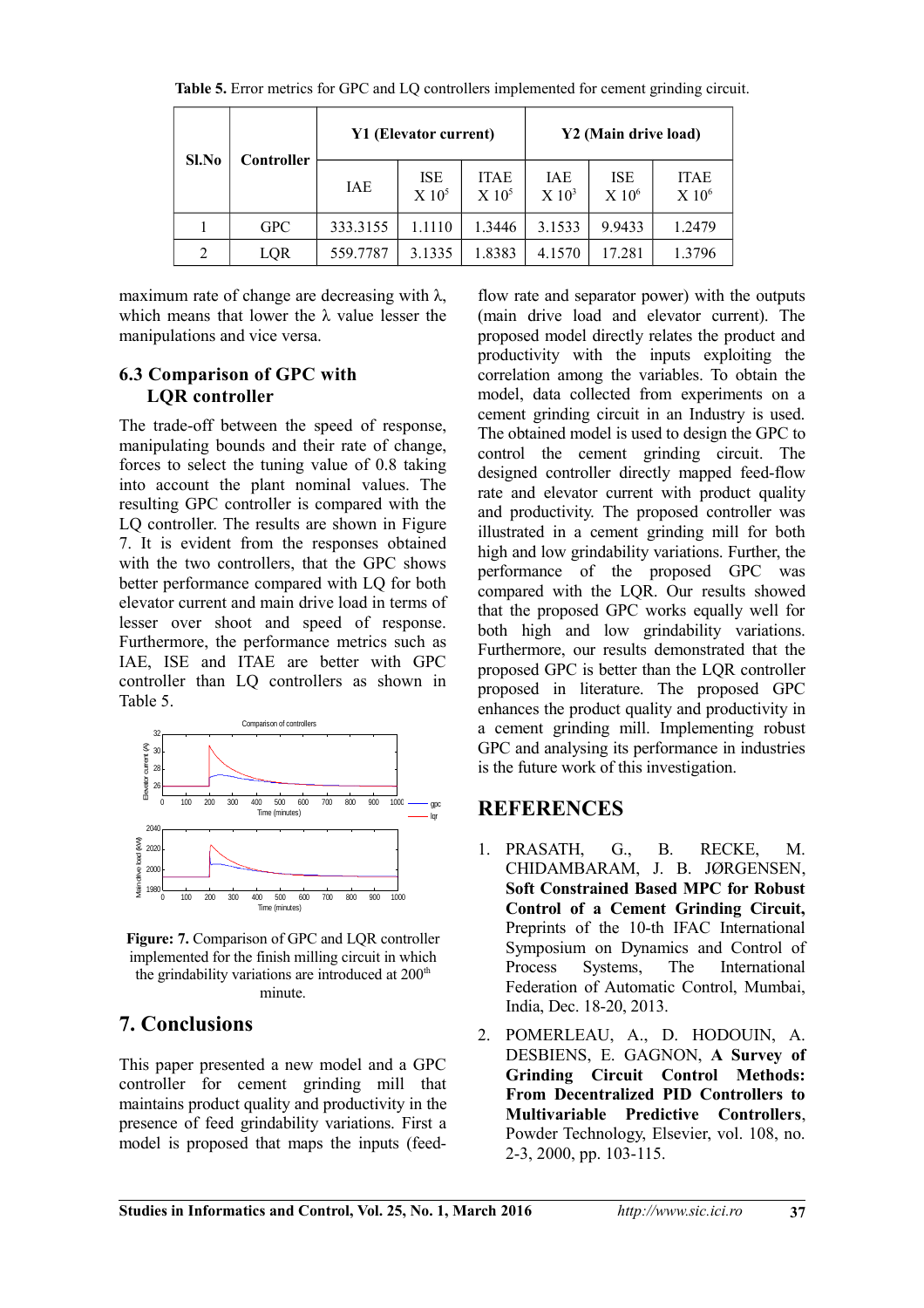**Table 5.** Error metrics for GPC and LQ controllers implemented for cement grinding circuit.

| Sl.No | Controller | Y1 (Elevator current) | | | Y2 (Main drive load) | | |
|---|---|---|---|---|---|---|---|
| | | IAE | ISE X $10^5$ | ITAE X $10^5$ | IAE X $10^3$ | ISE X $10^6$ | ITAE X $10^6$ |
| 1 | GPC | 333.3155 | 1.1110 | 1.3446 | 3.1533 | 9.9433 | 1.2479 |
| 2 | LQR | 559.7787 | 3.1335 | 1.8383 | 4.1570 | 17.281 | 1.3796 |

maximum rate of change are decreasing with λ, which means that lower the λ value lesser the manipulations and vice versa.

### 6.3 Comparison of GPC with LQR controller

The trade-off between the speed of response, manipulating bounds and their rate of change, forces to select the tuning value of 0.8 taking into account the plant nominal values. The resulting GPC controller is compared with the LQ controller. The results are shown in Figure 7. It is evident from the responses obtained with the two controllers, that the GPC shows better performance compared with LQ for both elevator current and main drive load in terms of lesser over shoot and speed of response. Furthermore, the performance metrics such as IAE, ISE and ITAE are better with GPC controller than LQ controllers as shown in Table 5.

**Figure: 7.** Comparison of GPC and LQR controller implemented for the finish milling circuit in which the grindability variations are introduced at 200th minute.

## 7. Conclusions

This paper presented a new model and a GPC controller for cement grinding mill that maintains product quality and productivity in the presence of feed grindability variations. First a model is proposed that maps the inputs (feed-flow rate and separator power) with the outputs (main drive load and elevator current). The proposed model directly relates the product and productivity with the inputs exploiting the correlation among the variables. To obtain the model, data collected from experiments on a cement grinding circuit in an Industry is used. The obtained model is used to design the GPC to control the cement grinding circuit. The designed controller directly mapped feed-flow rate and elevator current with product quality and productivity. The proposed controller was illustrated in a cement grinding mill for both high and low grindability variations. Further, the performance of the proposed GPC was compared with the LQR. Our results showed that the proposed GPC works equally well for both high and low grindability variations. Furthermore, our results demonstrated that the proposed GPC is better than the LQR controller proposed in literature. The proposed GPC enhances the product quality and productivity in a cement grinding mill. Implementing robust GPC and analysing its performance in industries is the future work of this investigation.

## REFERENCES

1. PRASATH, G., B. RECKE, M. CHIDAMBARAM, J. B. JØRGENSEN, **Soft Constrained Based MPC for Robust Control of a Cement Grinding Circuit,** Preprints of the 10-th IFAC International Symposium on Dynamics and Control of Process Systems, The International Federation of Automatic Control, Mumbai, India, Dec. 18-20, 2013.

2. POMERLEAU, A., D. HODOUIN, A. DESBIENS, E. GAGNON, **A Survey of Grinding Circuit Control Methods: From Decentralized PID Controllers to Multivariable Predictive Controllers**, Powder Technology, Elsevier, vol. 108, no. 2-3, 2000, pp. 103-115.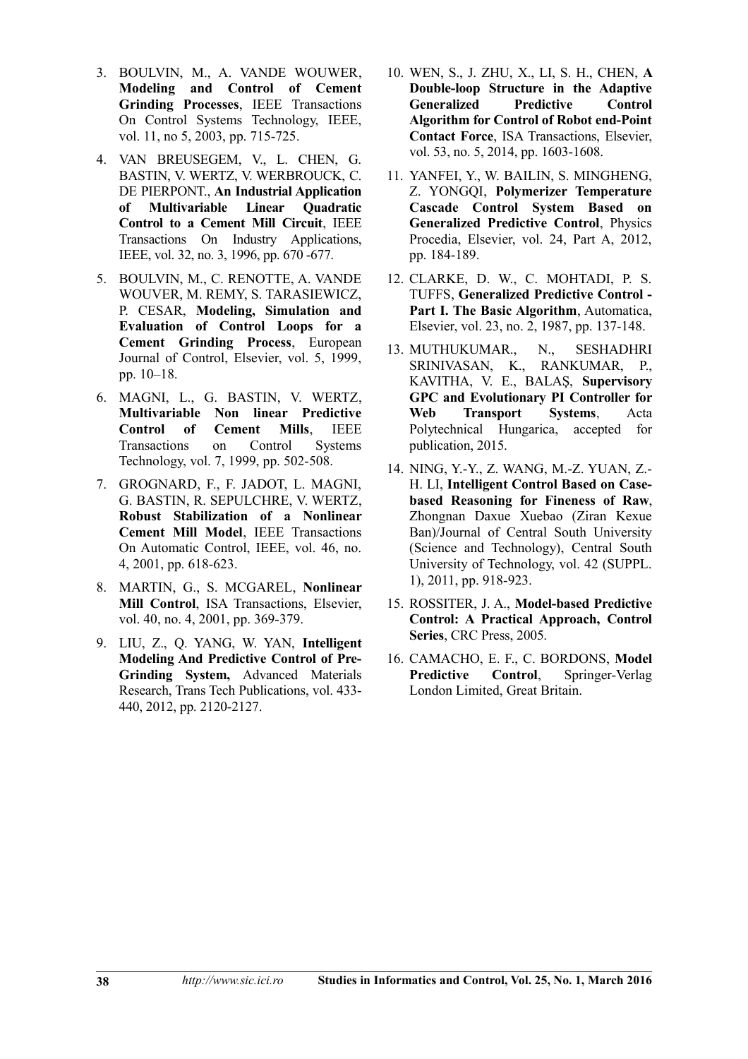3. BOULVIN, M., A. VANDE WOUWER, **Modeling and Control of Cement Grinding Processes**, IEEE Transactions On Control Systems Technology, IEEE, vol. 11, no 5, 2003, pp. 715-725.

4. VAN BREUSEGEM, V., L. CHEN, G. BASTIN, V. WERTZ, V. WERBROUCK, C. DE PIERPONT., **An Industrial Application of Multivariable Linear Quadratic Control to a Cement Mill Circuit**, IEEE Transactions On Industry Applications, IEEE, vol. 32, no. 3, 1996, pp. 670 -677.

5. BOULVIN, M., C. RENOTTE, A. VANDE WOUVER, M. REMY, S. TARASIEWICZ, P. CESAR, **Modeling, Simulation and Evaluation of Control Loops for a Cement Grinding Process**, European Journal of Control, Elsevier, vol. 5, 1999, pp. 10–18.

6. MAGNI, L., G. BASTIN, V. WERTZ, **Multivariable Non linear Predictive Control of Cement Mills**, IEEE Transactions on Control Systems Technology, vol. 7, 1999, pp. 502-508.

7. GROGNARD, F., F. JADOT, L. MAGNI, G. BASTIN, R. SEPULCHRE, V. WERTZ, **Robust Stabilization of a Nonlinear Cement Mill Model**, IEEE Transactions On Automatic Control, IEEE, vol. 46, no. 4, 2001, pp. 618-623.

8. MARTIN, G., S. MCGAREL, **Nonlinear Mill Control**, ISA Transactions, Elsevier, vol. 40, no. 4, 2001, pp. 369-379.

9. LIU, Z., Q. YANG, W. YAN, **Intelligent Modeling And Predictive Control of Pre-Grinding System,** Advanced Materials Research, Trans Tech Publications, vol. 433-440, 2012, pp. 2120-2127.

10. WEN, S., J. ZHU, X., LI, S. H., CHEN, **A Double-loop Structure in the Adaptive Generalized Predictive Control Algorithm for Control of Robot end-Point Contact Force**, ISA Transactions, Elsevier, vol. 53, no. 5, 2014, pp. 1603-1608.

11. YANFEI, Y., W. BAILIN, S. MINGHENG, Z. YONGQI, **Polymerizer Temperature Cascade Control System Based on Generalized Predictive Control**, Physics Procedia, Elsevier, vol. 24, Part A, 2012, pp. 184-189.

12. CLARKE, D. W., C. MOHTADI, P. S. TUFFS, **Generalized Predictive Control - Part I. The Basic Algorithm**, Automatica, Elsevier, vol. 23, no. 2, 1987, pp. 137-148.

13. MUTHUKUMAR., N., SESHADHRI SRINIVASAN, K., RANKUMAR, P., KAVITHA, V. E., BALAŞ, **Supervisory GPC and Evolutionary PI Controller for Web Transport Systems**, Acta Polytechnical Hungarica, accepted for publication, 2015.

14. NING, Y.-Y., Z. WANG, M.-Z. YUAN, Z.-H. LI, **Intelligent Control Based on Case-based Reasoning for Fineness of Raw**, Zhongnan Daxue Xuebao (Ziran Kexue Ban)/Journal of Central South University (Science and Technology), Central South University of Technology, vol. 42 (SUPPL. 1), 2011, pp. 918-923.

15. ROSSITER, J. A., **Model-based Predictive Control: A Practical Approach, Control Series**, CRC Press, 2005.

16. CAMACHO, E. F., C. BORDONS, **Model Predictive Control**, Springer-Verlag London Limited, Great Britain.